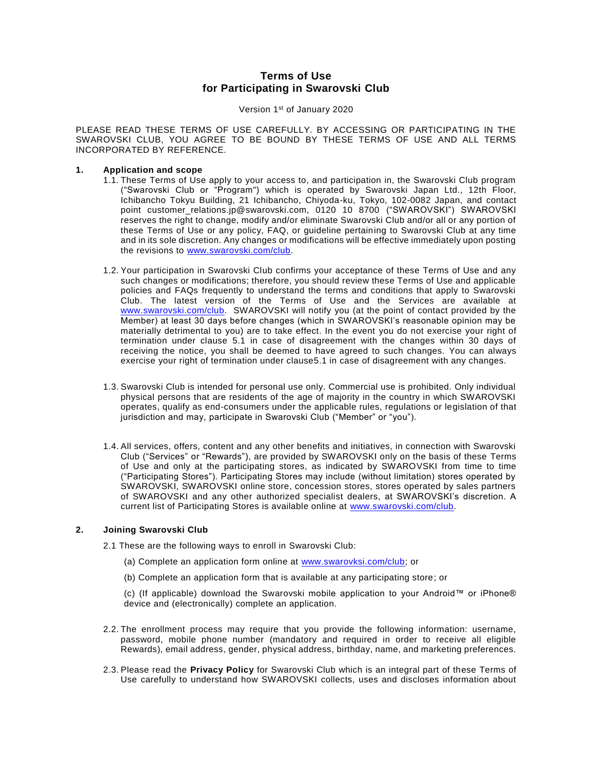# Terms of Use
# for Participating in Swarovski Club

Version 1st of January 2020

PLEASE READ THESE TERMS OF USE CAREFULLY. BY ACCESSING OR PARTICIPATING IN THE SWAROVSKI CLUB, YOU AGREE TO BE BOUND BY THESE TERMS OF USE AND ALL TERMS INCORPORATED BY REFERENCE.

## 1. Application and scope

1.1. These Terms of Use apply to your access to, and participation in, the Swarovski Club program ("Swarovski Club or "Program") which is operated by Swarovski Japan Ltd., 12th Floor, Ichibancho Tokyu Building, 21 Ichibancho, Chiyoda-ku, Tokyo, 102-0082 Japan, and contact point customer_relations.jp@swarovski.com, 0120 10 8700 ("SWAROVSKI") SWAROVSKI reserves the right to change, modify and/or eliminate Swarovski Club and/or all or any portion of these Terms of Use or any policy, FAQ, or guideline pertaining to Swarovski Club at any time and in its sole discretion. Any changes or modifications will be effective immediately upon posting the revisions to [www.swarovski.com/club](www.swarovski.com/club).

1.2. Your participation in Swarovski Club confirms your acceptance of these Terms of Use and any such changes or modifications; therefore, you should review these Terms of Use and applicable policies and FAQs frequently to understand the terms and conditions that apply to Swarovski Club. The latest version of the Terms of Use and the Services are available at [www.swarovski.com/club](www.swarovski.com/club). SWAROVSKI will notify you (at the point of contact provided by the Member) at least 30 days before changes (which in SWAROVSKI's reasonable opinion may be materially detrimental to you) are to take effect. In the event you do not exercise your right of termination under clause 5.1 in case of disagreement with the changes within 30 days of receiving the notice, you shall be deemed to have agreed to such changes. You can always exercise your right of termination under clause5.1 in case of disagreement with any changes.

1.3. Swarovski Club is intended for personal use only. Commercial use is prohibited. Only individual physical persons that are residents of the age of majority in the country in which SWAROVSKI operates, qualify as end-consumers under the applicable rules, regulations or legislation of that jurisdiction and may, participate in Swarovski Club ("Member" or "you").

1.4. All services, offers, content and any other benefits and initiatives, in connection with Swarovski Club ("Services" or "Rewards"), are provided by SWAROVSKI only on the basis of these Terms of Use and only at the participating stores, as indicated by SWAROVSKI from time to time ("Participating Stores"). Participating Stores may include (without limitation) stores operated by SWAROVSKI, SWAROVSKI online store, concession stores, stores operated by sales partners of SWAROVSKI and any other authorized specialist dealers, at SWAROVSKI's discretion. A current list of Participating Stores is available online at [www.swarovski.com/club](www.swarovski.com/club).

## 2. Joining Swarovski Club

2.1 These are the following ways to enroll in Swarovski Club:

(a) Complete an application form online at [www.swarovksi.com/club](www.swarovksi.com/club); or

(b) Complete an application form that is available at any participating store; or

(c) (If applicable) download the Swarovski mobile application to your Android™ or iPhone® device and (electronically) complete an application.

2.2. The enrollment process may require that you provide the following information: username, password, mobile phone number (mandatory and required in order to receive all eligible Rewards), email address, gender, physical address, birthday, name, and marketing preferences.

2.3. Please read the **Privacy Policy** for Swarovski Club which is an integral part of these Terms of Use carefully to understand how SWAROVSKI collects, uses and discloses information about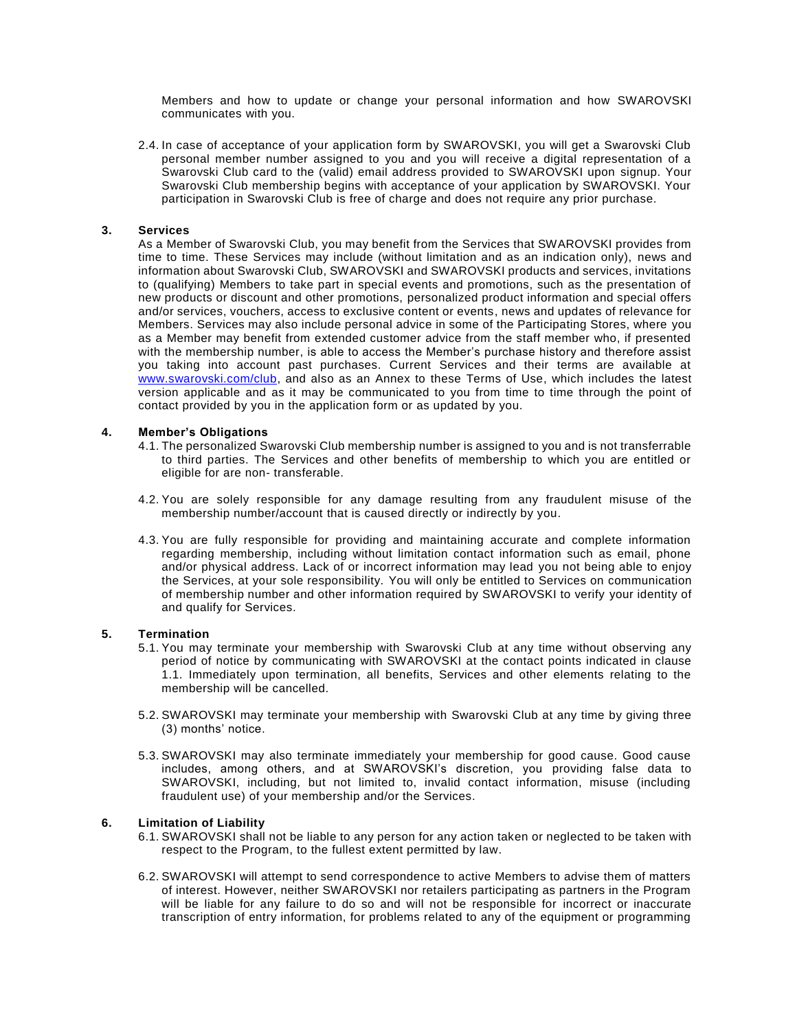Members and how to update or change your personal information and how SWAROVSKI communicates with you.

2.4. In case of acceptance of your application form by SWAROVSKI, you will get a Swarovski Club personal member number assigned to you and you will receive a digital representation of a Swarovski Club card to the (valid) email address provided to SWAROVSKI upon signup. Your Swarovski Club membership begins with acceptance of your application by SWAROVSKI. Your participation in Swarovski Club is free of charge and does not require any prior purchase.

### 3. Services

As a Member of Swarovski Club, you may benefit from the Services that SWAROVSKI provides from time to time. These Services may include (without limitation and as an indication only), news and information about Swarovski Club, SWAROVSKI and SWAROVSKI products and services, invitations to (qualifying) Members to take part in special events and promotions, such as the presentation of new products or discount and other promotions, personalized product information and special offers and/or services, vouchers, access to exclusive content or events, news and updates of relevance for Members. Services may also include personal advice in some of the Participating Stores, where you as a Member may benefit from extended customer advice from the staff member who, if presented with the membership number, is able to access the Member's purchase history and therefore assist you taking into account past purchases. Current Services and their terms are available at www.swarovski.com/club, and also as an Annex to these Terms of Use, which includes the latest version applicable and as it may be communicated to you from time to time through the point of contact provided by you in the application form or as updated by you.

### 4. Member's Obligations

4.1. The personalized Swarovski Club membership number is assigned to you and is not transferrable to third parties. The Services and other benefits of membership to which you are entitled or eligible for are non- transferable.

4.2. You are solely responsible for any damage resulting from any fraudulent misuse of the membership number/account that is caused directly or indirectly by you.

4.3. You are fully responsible for providing and maintaining accurate and complete information regarding membership, including without limitation contact information such as email, phone and/or physical address. Lack of or incorrect information may lead you not being able to enjoy the Services, at your sole responsibility. You will only be entitled to Services on communication of membership number and other information required by SWAROVSKI to verify your identity of and qualify for Services.

### 5. Termination

5.1. You may terminate your membership with Swarovski Club at any time without observing any period of notice by communicating with SWAROVSKI at the contact points indicated in clause 1.1. Immediately upon termination, all benefits, Services and other elements relating to the membership will be cancelled.

5.2. SWAROVSKI may terminate your membership with Swarovski Club at any time by giving three (3) months' notice.

5.3. SWAROVSKI may also terminate immediately your membership for good cause. Good cause includes, among others, and at SWAROVSKI's discretion, you providing false data to SWAROVSKI, including, but not limited to, invalid contact information, misuse (including fraudulent use) of your membership and/or the Services.

### 6. Limitation of Liability

6.1. SWAROVSKI shall not be liable to any person for any action taken or neglected to be taken with respect to the Program, to the fullest extent permitted by law.

6.2. SWAROVSKI will attempt to send correspondence to active Members to advise them of matters of interest. However, neither SWAROVSKI nor retailers participating as partners in the Program will be liable for any failure to do so and will not be responsible for incorrect or inaccurate transcription of entry information, for problems related to any of the equipment or programming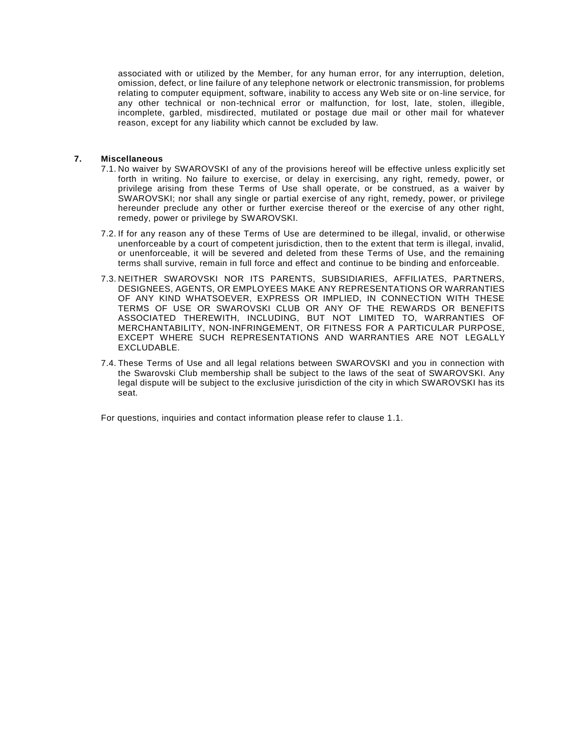associated with or utilized by the Member, for any human error, for any interruption, deletion, omission, defect, or line failure of any telephone network or electronic transmission, for problems relating to computer equipment, software, inability to access any Web site or on-line service, for any other technical or non-technical error or malfunction, for lost, late, stolen, illegible, incomplete, garbled, misdirected, mutilated or postage due mail or other mail for whatever reason, except for any liability which cannot be excluded by law.

## 7. Miscellaneous

7.1. No waiver by SWAROVSKI of any of the provisions hereof will be effective unless explicitly set forth in writing. No failure to exercise, or delay in exercising, any right, remedy, power, or privilege arising from these Terms of Use shall operate, or be construed, as a waiver by SWAROVSKI; nor shall any single or partial exercise of any right, remedy, power, or privilege hereunder preclude any other or further exercise thereof or the exercise of any other right, remedy, power or privilege by SWAROVSKI.

7.2. If for any reason any of these Terms of Use are determined to be illegal, invalid, or otherwise unenforceable by a court of competent jurisdiction, then to the extent that term is illegal, invalid, or unenforceable, it will be severed and deleted from these Terms of Use, and the remaining terms shall survive, remain in full force and effect and continue to be binding and enforceable.

7.3. NEITHER SWAROVSKI NOR ITS PARENTS, SUBSIDIARIES, AFFILIATES, PARTNERS, DESIGNEES, AGENTS, OR EMPLOYEES MAKE ANY REPRESENTATIONS OR WARRANTIES OF ANY KIND WHATSOEVER, EXPRESS OR IMPLIED, IN CONNECTION WITH THESE TERMS OF USE OR SWAROVSKI CLUB OR ANY OF THE REWARDS OR BENEFITS ASSOCIATED THEREWITH, INCLUDING, BUT NOT LIMITED TO, WARRANTIES OF MERCHANTABILITY, NON-INFRINGEMENT, OR FITNESS FOR A PARTICULAR PURPOSE, EXCEPT WHERE SUCH REPRESENTATIONS AND WARRANTIES ARE NOT LEGALLY EXCLUDABLE.

7.4. These Terms of Use and all legal relations between SWAROVSKI and you in connection with the Swarovski Club membership shall be subject to the laws of the seat of SWAROVSKI. Any legal dispute will be subject to the exclusive jurisdiction of the city in which SWAROVSKI has its seat.

For questions, inquiries and contact information please refer to clause 1.1.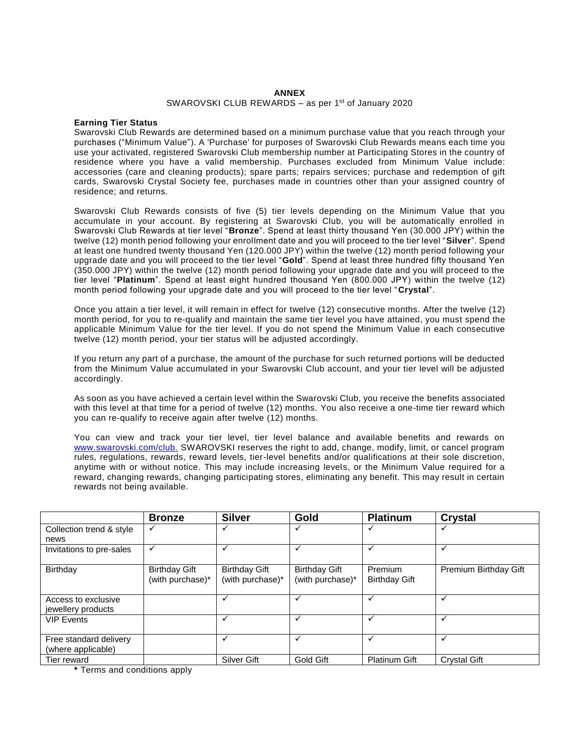# ANNEX

SWAROVSKI CLUB REWARDS – as per 1st of January 2020

**Earning Tier Status**

Swarovski Club Rewards are determined based on a minimum purchase value that you reach through your purchases ("Minimum Value"). A 'Purchase' for purposes of Swarovski Club Rewards means each time you use your activated, registered Swarovski Club membership number at Participating Stores in the country of residence where you have a valid membership. Purchases excluded from Minimum Value include: accessories (care and cleaning products); spare parts; repairs services; purchase and redemption of gift cards, Swarovski Crystal Society fee, purchases made in countries other than your assigned country of residence; and returns.

Swarovski Club Rewards consists of five (5) tier levels depending on the Minimum Value that you accumulate in your account. By registering at Swarovski Club, you will be automatically enrolled in Swarovski Club Rewards at tier level "**Bronze**". Spend at least thirty thousand Yen (30.000 JPY) within the twelve (12) month period following your enrollment date and you will proceed to the tier level "**Silver**". Spend at least one hundred twenty thousand Yen (120.000 JPY) within the twelve (12) month period following your upgrade date and you will proceed to the tier level "**Gold**". Spend at least three hundred fifty thousand Yen (350.000 JPY) within the twelve (12) month period following your upgrade date and you will proceed to the tier level "**Platinum**". Spend at least eight hundred thousand Yen (800.000 JPY) within the twelve (12) month period following your upgrade date and you will proceed to the tier level "**Crystal**".

Once you attain a tier level, it will remain in effect for twelve (12) consecutive months. After the twelve (12) month period, for you to re-qualify and maintain the same tier level you have attained, you must spend the applicable Minimum Value for the tier level. If you do not spend the Minimum Value in each consecutive twelve (12) month period, your tier status will be adjusted accordingly.

If you return any part of a purchase, the amount of the purchase for such returned portions will be deducted from the Minimum Value accumulated in your Swarovski Club account, and your tier level will be adjusted accordingly.

As soon as you have achieved a certain level within the Swarovski Club, you receive the benefits associated with this level at that time for a period of twelve (12) months. You also receive a one-time tier reward which you can re-qualify to receive again after twelve (12) months.

You can view and track your tier level, tier level balance and available benefits and rewards on www.swarovski.com/club. SWAROVSKI reserves the right to add, change, modify, limit, or cancel program rules, regulations, rewards, reward levels, tier-level benefits and/or qualifications at their sole discretion, anytime with or without notice. This may include increasing levels, or the Minimum Value required for a reward, changing rewards, changing participating stores, eliminating any benefit. This may result in certain rewards not being available.

| | **Bronze** | **Silver** | **Gold** | **Platinum** | **Crystal** |
|---|---|---|---|---|---|
| Collection trend & style news | ✓ | ✓ | ✓ | ✓ | ✓ |
| Invitations to pre-sales | ✓ | ✓ | ✓ | ✓ | ✓ |
| Birthday | Birthday Gift (with purchase)* | Birthday Gift (with purchase)* | Birthday Gift (with purchase)* | Premium Birthday Gift | Premium Birthday Gift |
| Access to exclusive jewellery products | | ✓ | ✓ | ✓ | ✓ |
| VIP Events | | ✓ | ✓ | ✓ | ✓ |
| Free standard delivery (where applicable) | | ✓ | ✓ | ✓ | ✓ |
| Tier reward | | Silver Gift | Gold Gift | Platinum Gift | Crystal Gift |

**\*** Terms and conditions apply